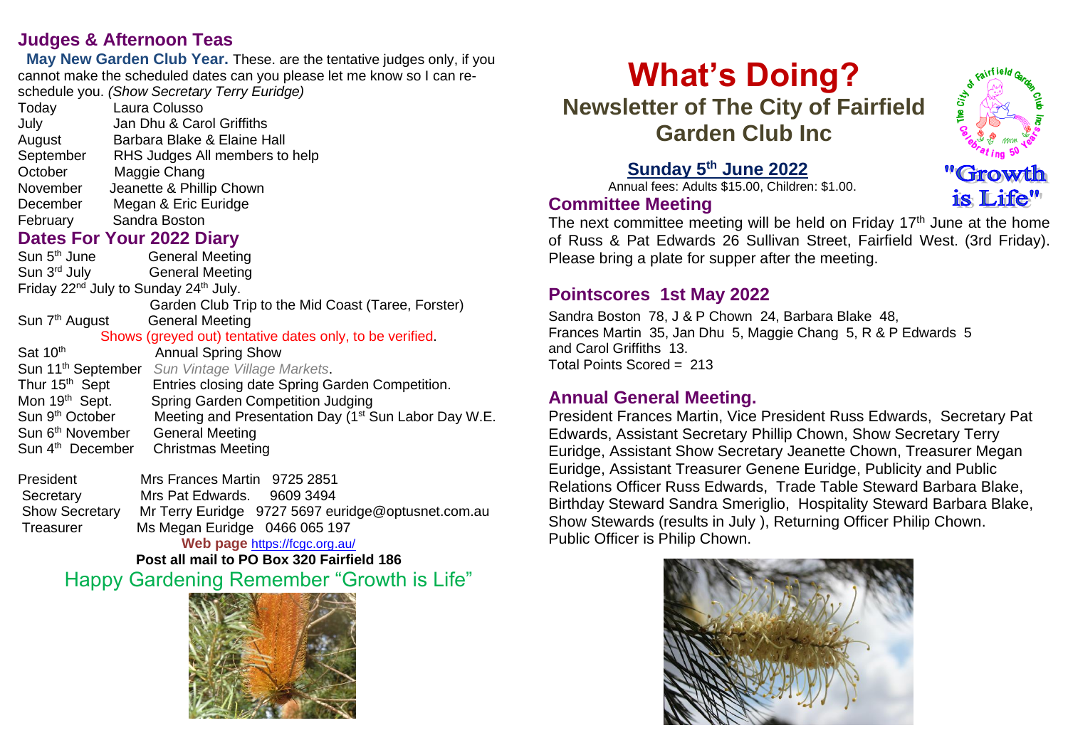## Judges & Afternoon Teas

**May New Garden Club Year.** These. are the tentative judges only, if you cannot make the scheduled dates can you please let me know so I can re-schedule you. *(Show Secretary Terry Euridge)*

| | |
|---|---|
| Today | Laura Colusso |
| July | Jan Dhu & Carol Griffiths |
| August | Barbara Blake & Elaine Hall |
| September | RHS Judges All members to help |
| October | Maggie Chang |
| November | Jeanette & Phillip Chown |
| December | Megan & Eric Euridge |
| February | Sandra Boston |

## Dates For Your 2022 Diary

| | |
|---|---|
| Sun 5th June | General Meeting |
| Sun 3rd July | General Meeting |
| Friday 22nd July to Sunday 24th July. | Garden Club Trip to the Mid Coast (Taree, Forster) |
| Sun 7th August | General Meeting |

Shows (greyed out) tentative dates only, to be verified.

| | |
|---|---|
| Sat 10th | Annual Spring Show |
| Sun 11th September | *Sun Vintage Village Markets*. |
| Thur 15th Sept | Entries closing date Spring Garden Competition. |
| Mon 19th Sept. | Spring Garden Competition Judging |
| Sun 9th October | Meeting and Presentation Day (1st Sun Labor Day W.E. |
| Sun 6th November | General Meeting |
| Sun 4th December | Christmas Meeting |

| | |
|---|---|
| President | Mrs Frances Martin 9725 2851 |
| Secretary | Mrs Pat Edwards. 9609 3494 |
| Show Secretary | Mr Terry Euridge 9727 5697 euridge@optusnet.com.au |
| Treasurer | Ms Megan Euridge 0466 065 197 |

**Web page** https://fcgc.org.au/

**Post all mail to PO Box 320 Fairfield 186**

Happy Gardening Remember "Growth is Life"

# What's Doing?

## Newsletter of The City of Fairfield Garden Club Inc

"Growth is Life"

**Sunday 5th June 2022**

Annual fees: Adults $15.00, Children: $1.00.

## Committee Meeting

The next committee meeting will be held on Friday 17th June at the home of Russ & Pat Edwards 26 Sullivan Street, Fairfield West. (3rd Friday). Please bring a plate for supper after the meeting.

## Pointscores 1st May 2022

Sandra Boston 78, J & P Chown 24, Barbara Blake 48, Frances Martin 35, Jan Dhu 5, Maggie Chang 5, R & P Edwards 5 and Carol Griffiths 13.
Total Points Scored = 213

## Annual General Meeting.

President Frances Martin, Vice President Russ Edwards, Secretary Pat Edwards, Assistant Secretary Phillip Chown, Show Secretary Terry Euridge, Assistant Show Secretary Jeanette Chown, Treasurer Megan Euridge, Assistant Treasurer Genene Euridge, Publicity and Public Relations Officer Russ Edwards, Trade Table Steward Barbara Blake, Birthday Steward Sandra Smeriglio, Hospitality Steward Barbara Blake, Show Stewards (results in July ), Returning Officer Philip Chown. Public Officer is Philip Chown.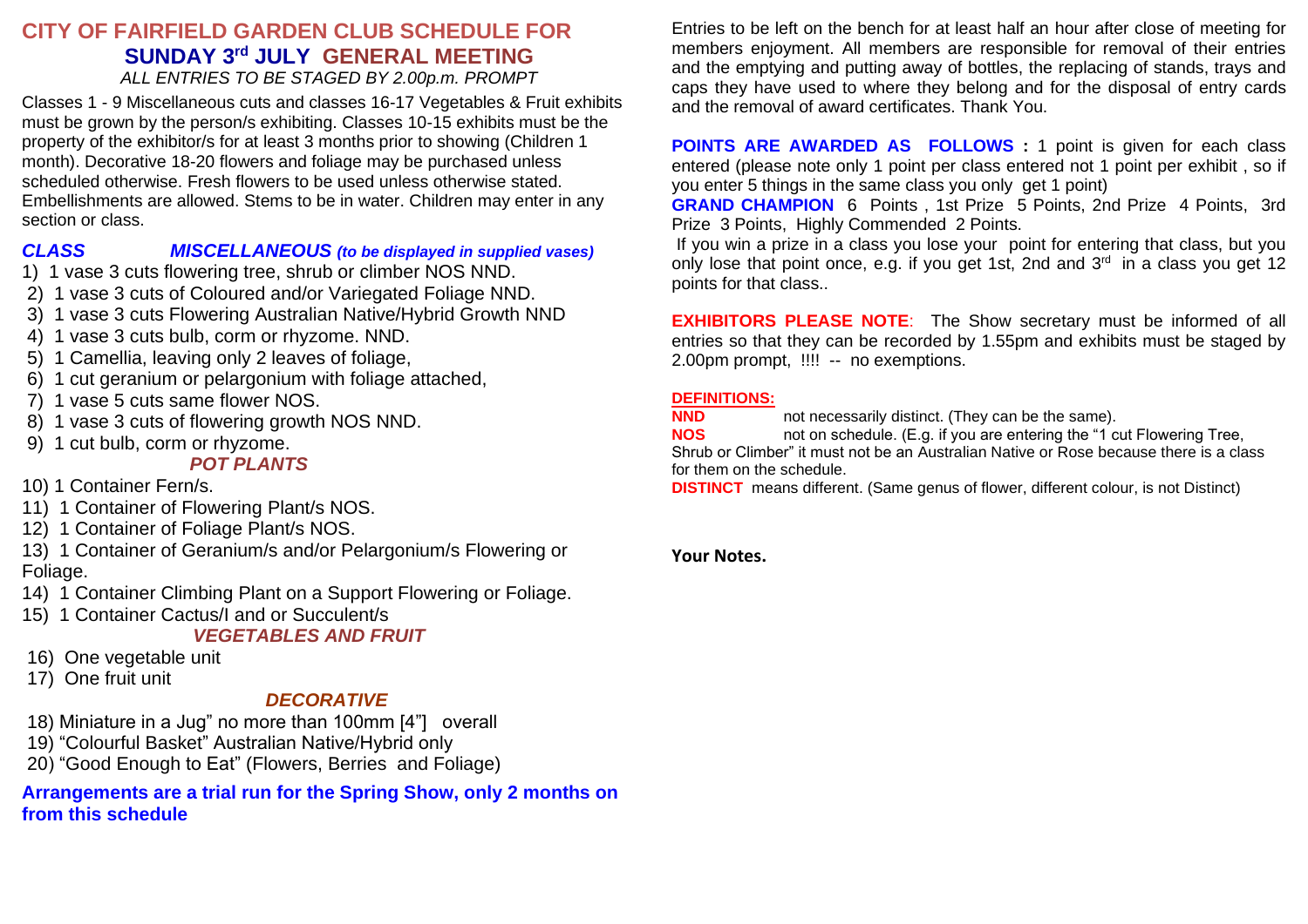# CITY OF FAIRFIELD GARDEN CLUB SCHEDULE FOR

## SUNDAY 3rd JULY GENERAL MEETING

*ALL ENTRIES TO BE STAGED BY 2.00p.m. PROMPT*

Classes 1 - 9 Miscellaneous cuts and classes 16-17 Vegetables & Fruit exhibits must be grown by the person/s exhibiting. Classes 10-15 exhibits must be the property of the exhibitor/s for at least 3 months prior to showing (Children 1 month). Decorative 18-20 flowers and foliage may be purchased unless scheduled otherwise. Fresh flowers to be used unless otherwise stated. Embellishments are allowed. Stems to be in water. Children may enter in any section or class.

***CLASS MISCELLANEOUS** (to be displayed in supplied vases)*

1) 1 vase 3 cuts flowering tree, shrub or climber NOS NND.
2) 1 vase 3 cuts of Coloured and/or Variegated Foliage NND.
3) 1 vase 3 cuts Flowering Australian Native/Hybrid Growth NND
4) 1 vase 3 cuts bulb, corm or rhyzome. NND.
5) 1 Camellia, leaving only 2 leaves of foliage,
6) 1 cut geranium or pelargonium with foliage attached,
7) 1 vase 5 cuts same flower NOS.
8) 1 vase 3 cuts of flowering growth NOS NND.
9) 1 cut bulb, corm or rhyzome.

***POT PLANTS***

10) 1 Container Fern/s.
11) 1 Container of Flowering Plant/s NOS.
12) 1 Container of Foliage Plant/s NOS.
13) 1 Container of Geranium/s and/or Pelargonium/s Flowering or Foliage.
14) 1 Container Climbing Plant on a Support Flowering or Foliage.
15) 1 Container Cactus/I and or Succulent/s

***VEGETABLES AND FRUIT***

16) One vegetable unit
17) One fruit unit

***DECORATIVE***

18) Miniature in a Jug" no more than 100mm [4"] overall
19) "Colourful Basket" Australian Native/Hybrid only
20) "Good Enough to Eat" (Flowers, Berries and Foliage)

**Arrangements are a trial run for the Spring Show, only 2 months on from this schedule**

Entries to be left on the bench for at least half an hour after close of meeting for members enjoyment. All members are responsible for removal of their entries and the emptying and putting away of bottles, the replacing of stands, trays and caps they have used to where they belong and for the disposal of entry cards and the removal of award certificates. Thank You.

**POINTS ARE AWARDED AS FOLLOWS :** 1 point is given for each class entered (please note only 1 point per class entered not 1 point per exhibit , so if you enter 5 things in the same class you only get 1 point)
**GRAND CHAMPION** 6 Points , 1st Prize 5 Points, 2nd Prize 4 Points, 3rd Prize 3 Points, Highly Commended 2 Points.
If you win a prize in a class you lose your point for entering that class, but you only lose that point once, e.g. if you get 1st, 2nd and 3rd in a class you get 12 points for that class..

**EXHIBITORS PLEASE NOTE**: The Show secretary must be informed of all entries so that they can be recorded by 1.55pm and exhibits must be staged by 2.00pm prompt, !!!! -- no exemptions.

**DEFINITIONS:**

**NND** not necessarily distinct. (They can be the same).
**NOS** not on schedule. (E.g. if you are entering the "1 cut Flowering Tree, Shrub or Climber" it must not be an Australian Native or Rose because there is a class for them on the schedule.
**DISTINCT** means different. (Same genus of flower, different colour, is not Distinct)

**Your Notes.**